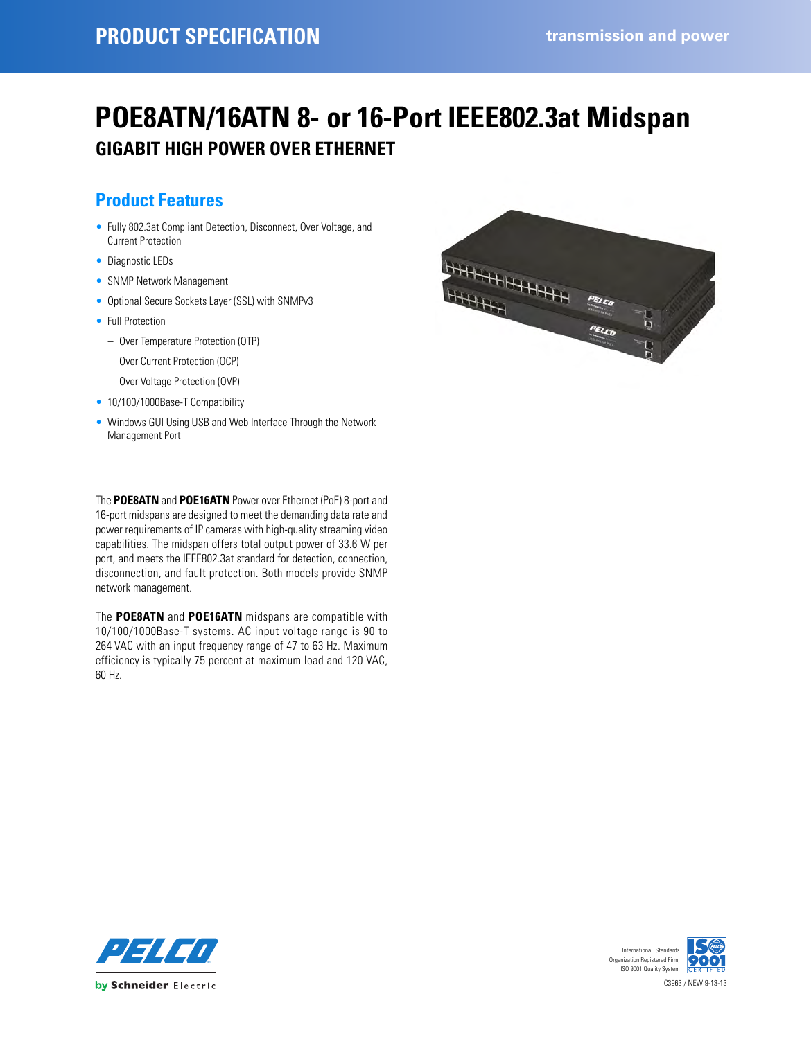PRODUCT SPECIFICATION

transmission and power

# POE8ATN/16ATN 8- or 16-Port IEEE802.3at Midspan

## GIGABIT HIGH POWER OVER ETHERNET

## Product Features

- Fully 802.3at Compliant Detection, Disconnect, Over Voltage, and Current Protection
- Diagnostic LEDs
- SNMP Network Management
- Optional Secure Sockets Layer (SSL) with SNMPv3
- Full Protection
  - Over Temperature Protection (OTP)
  - Over Current Protection (OCP)
  - Over Voltage Protection (OVP)
- 10/100/1000Base-T Compatibility
- Windows GUI Using USB and Web Interface Through the Network Management Port

The **POE8ATN** and **POE16ATN** Power over Ethernet (PoE) 8-port and 16-port midspans are designed to meet the demanding data rate and power requirements of IP cameras with high-quality streaming video capabilities. The midspan offers total output power of 33.6 W per port, and meets the IEEE802.3at standard for detection, connection, disconnection, and fault protection. Both models provide SNMP network management.

The **POE8ATN** and **POE16ATN** midspans are compatible with 10/100/1000Base-T systems. AC input voltage range is 90 to 264 VAC with an input frequency range of 47 to 63 Hz. Maximum efficiency is typically 75 percent at maximum load and 120 VAC, 60 Hz.

PELCO by Schneider Electric

International Standards Organization Registered Firm; ISO 9001 Quality System

C3963 / NEW 9-13-13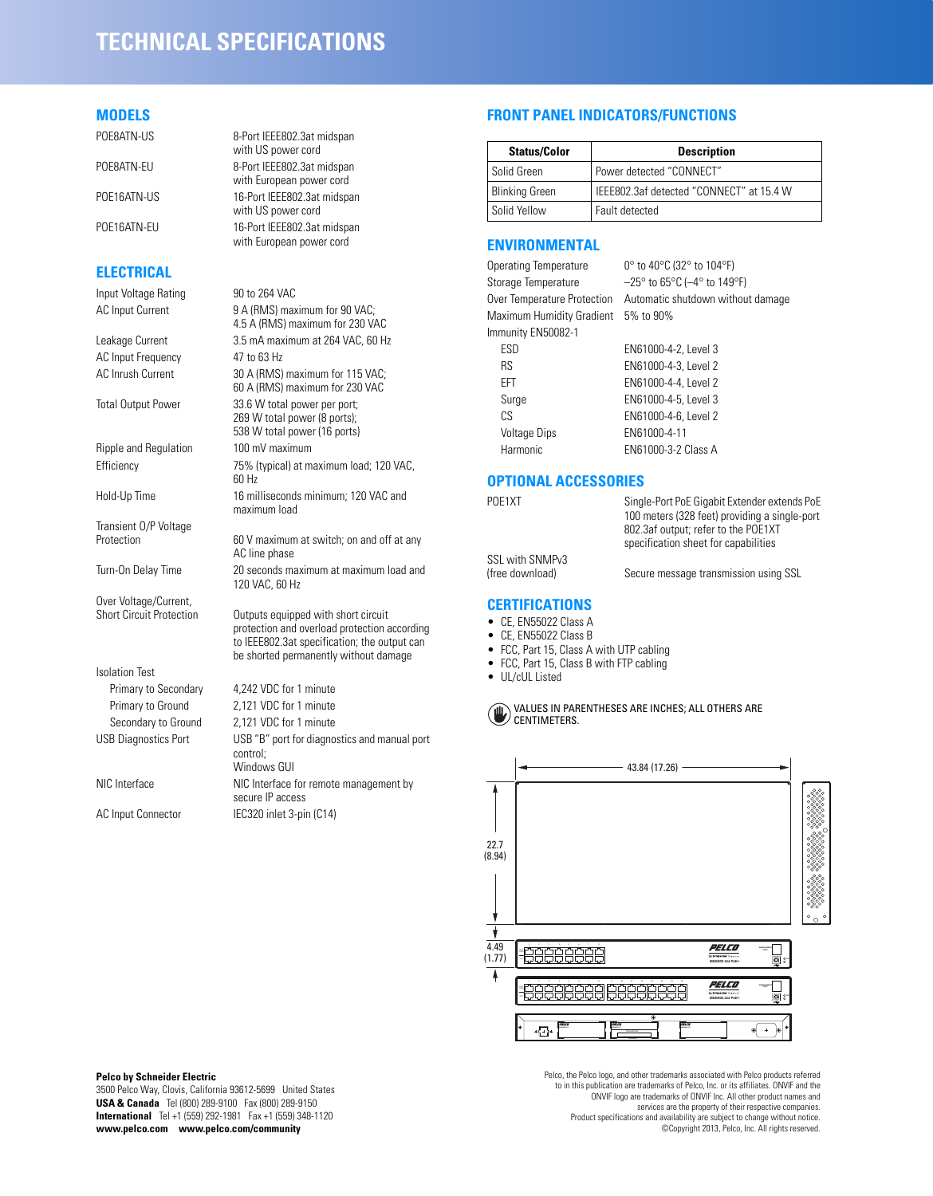# TECHNICAL SPECIFICATIONS

## MODELS

| | |
|---|---|
| POE8ATN-US | 8-Port IEEE802.3at midspan with US power cord |
| POE8ATN-EU | 8-Port IEEE802.3at midspan with European power cord |
| POE16ATN-US | 16-Port IEEE802.3at midspan with US power cord |
| POE16ATN-EU | 16-Port IEEE802.3at midspan with European power cord |

## ELECTRICAL

| | |
|---|---|
| Input Voltage Rating | 90 to 264 VAC |
| AC Input Current | 9 A (RMS) maximum for 90 VAC; 4.5 A (RMS) maximum for 230 VAC |
| Leakage Current | 3.5 mA maximum at 264 VAC, 60 Hz |
| AC Input Frequency | 47 to 63 Hz |
| AC Inrush Current | 30 A (RMS) maximum for 115 VAC; 60 A (RMS) maximum for 230 VAC |
| Total Output Power | 33.6 W total power per port; 269 W total power (8 ports); 538 W total power (16 ports) |
| Ripple and Regulation | 100 mV maximum |
| Efficiency | 75% (typical) at maximum load; 120 VAC, 60 Hz |
| Hold-Up Time | 16 milliseconds minimum; 120 VAC and maximum load |
| Transient O/P Voltage Protection | 60 V maximum at switch; on and off at any AC line phase |
| Turn-On Delay Time | 20 seconds maximum at maximum load and 120 VAC, 60 Hz |
| Over Voltage/Current, Short Circuit Protection | Outputs equipped with short circuit protection and overload protection according to IEEE802.3at specification; the output can be shorted permanently without damage |
| Isolation Test | |
| Primary to Secondary | 4,242 VDC for 1 minute |
| Primary to Ground | 2,121 VDC for 1 minute |
| Secondary to Ground | 2,121 VDC for 1 minute |
| USB Diagnostics Port | USB "B" port for diagnostics and manual port control; Windows GUI |
| NIC Interface | NIC Interface for remote management by secure IP access |
| AC Input Connector | IEC320 inlet 3-pin (C14) |

## FRONT PANEL INDICATORS/FUNCTIONS

| Status/Color | Description |
|---|---|
| Solid Green | Power detected "CONNECT" |
| Blinking Green | IEEE802.3af detected "CONNECT" at 15.4 W |
| Solid Yellow | Fault detected |

## ENVIRONMENTAL

| | |
|---|---|
| Operating Temperature | 0° to 40°C (32° to 104°F) |
| Storage Temperature | –25° to 65°C (–4° to 149°F) |
| Over Temperature Protection | Automatic shutdown without damage |
| Maximum Humidity Gradient | 5% to 90% |
| Immunity EN50082-1 | |
| ESD | EN61000-4-2, Level 3 |
| RS | EN61000-4-3, Level 2 |
| EFT | EN61000-4-4, Level 2 |
| Surge | EN61000-4-5, Level 3 |
| CS | EN61000-4-6, Level 2 |
| Voltage Dips | EN61000-4-11 |
| Harmonic | EN61000-3-2 Class A |

## OPTIONAL ACCESSORIES

| | |
|---|---|
| POE1XT | Single-Port PoE Gigabit Extender extends PoE 100 meters (328 feet) providing a single-port 802.3af output; refer to the POE1XT specification sheet for capabilities |
| SSL with SNMPv3 (free download) | Secure message transmission using SSL |

## CERTIFICATIONS

- CE, EN55022 Class A
- CE, EN55022 Class B
- FCC, Part 15, Class A with UTP cabling
- FCC, Part 15, Class B with FTP cabling
- UL/cUL Listed

VALUES IN PARENTHESES ARE INCHES; ALL OTHERS ARE CENTIMETERS.

43.84 (17.26)

22.7 (8.94)

4.49 (1.77)

**Pelco by Schneider Electric**
3500 Pelco Way, Clovis, California 93612-5699 United States
**USA & Canada** Tel (800) 289-9100 Fax (800) 289-9150
**International** Tel +1 (559) 292-1981 Fax +1 (559) 348-1120
**www.pelco.com www.pelco.com/community**

Pelco, the Pelco logo, and other trademarks associated with Pelco products referred to in this publication are trademarks of Pelco, Inc. or its affiliates. ONVIF and the ONVIF logo are trademarks of ONVIF Inc. All other product names and services are the property of their respective companies. Product specifications and availability are subject to change without notice. ©Copyright 2013, Pelco, Inc. All rights reserved.